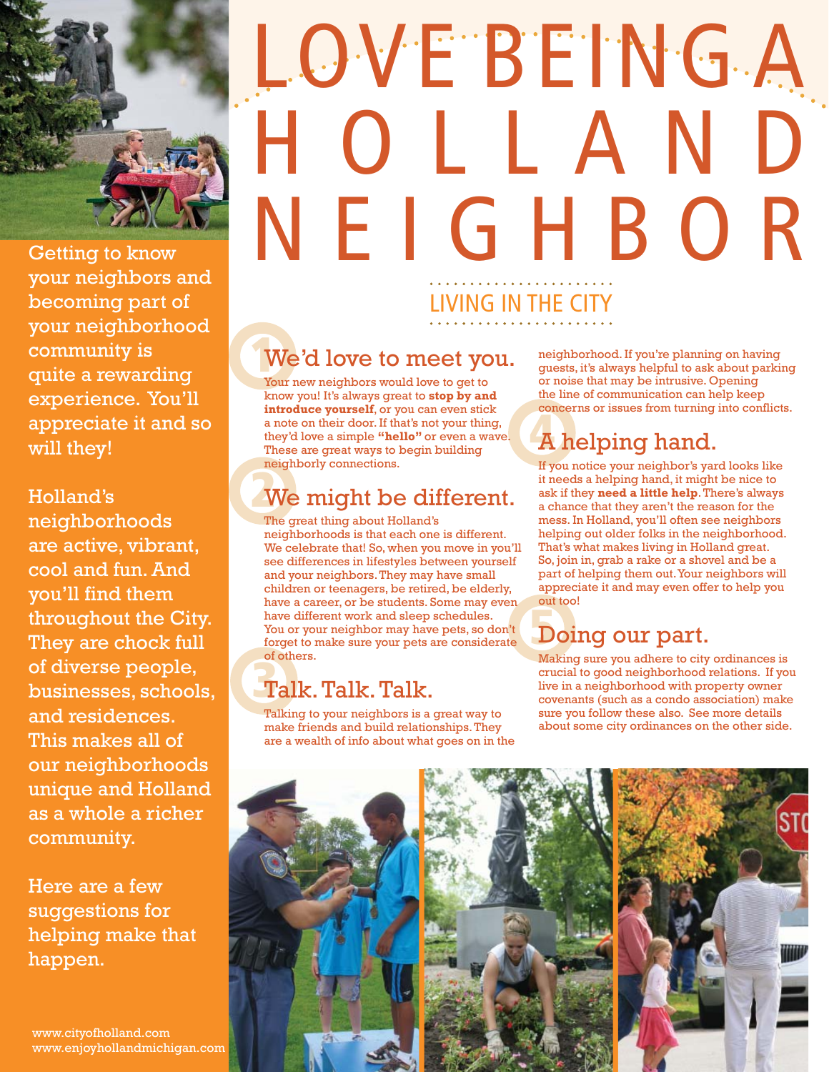# LOVE BEING A HOLLAND NEIGHBOR

## LIVING IN THE CITY

Getting to know your neighbors and becoming part of your neighborhood community is quite a rewarding experience. You'll appreciate it and so will they!

Holland's neighborhoods are active, vibrant, cool and fun. And you'll find them throughout the City. They are chock full of diverse people, businesses, schools, and residences. This makes all of our neighborhoods unique and Holland as a whole a richer community.

Here are a few suggestions for helping make that happen.

### 1 We'd love to meet you.

Your new neighbors would love to get to know you! It's always great to **stop by and introduce yourself**, or you can even stick a note on their door. If that's not your thing, they'd love a simple **"hello"** or even a wave. These are great ways to begin building neighborly connections.

### 2 We might be different.

The great thing about Holland's neighborhoods is that each one is different. We celebrate that! So, when you move in you'll see differences in lifestyles between yourself and your neighbors. They may have small children or teenagers, be retired, be elderly, have a career, or be students. Some may even have different work and sleep schedules. You or your neighbor may have pets, so don't forget to make sure your pets are considerate of others.

### 3 Talk. Talk. Talk.

Talking to your neighbors is a great way to make friends and build relationships. They are a wealth of info about what goes on in the neighborhood. If you're planning on having guests, it's always helpful to ask about parking or noise that may be intrusive. Opening the line of communication can help keep concerns or issues from turning into conflicts.

### 4 A helping hand.

If you notice your neighbor's yard looks like it needs a helping hand, it might be nice to ask if they **need a little help**. There's always a chance that they aren't the reason for the mess. In Holland, you'll often see neighbors helping out older folks in the neighborhood. That's what makes living in Holland great. So, join in, grab a rake or a shovel and be a part of helping them out. Your neighbors will appreciate it and may even offer to help you out too!

### 5 Doing our part.

Making sure you adhere to city ordinances is crucial to good neighborhood relations. If you live in a neighborhood with property owner covenants (such as a condo association) make sure you follow these also. See more details about some city ordinances on the other side.

www.cityofholland.com
www.enjoyhollandmichigan.com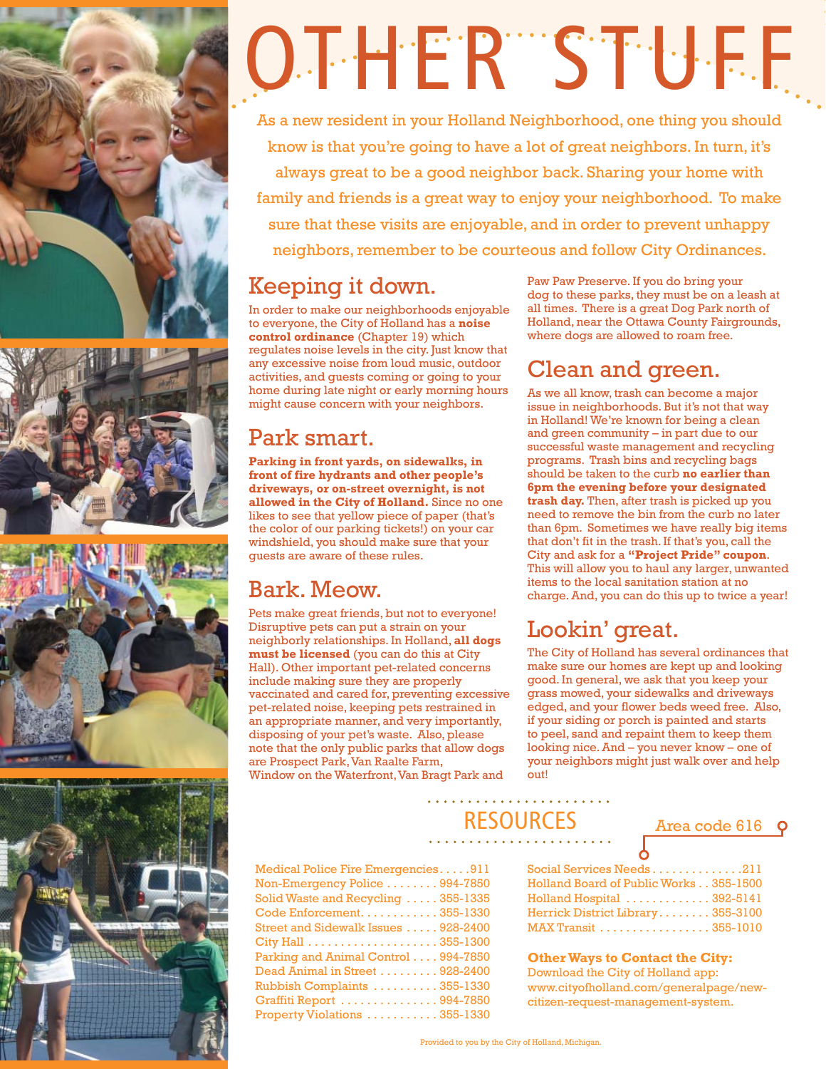# OTHER STUFF

As a new resident in your Holland Neighborhood, one thing you should know is that you're going to have a lot of great neighbors. In turn, it's always great to be a good neighbor back. Sharing your home with family and friends is a great way to enjoy your neighborhood. To make sure that these visits are enjoyable, and in order to prevent unhappy neighbors, remember to be courteous and follow City Ordinances.

## Keeping it down.

In order to make our neighborhoods enjoyable to everyone, the City of Holland has a **noise control ordinance** (Chapter 19) which regulates noise levels in the city. Just know that any excessive noise from loud music, outdoor activities, and guests coming or going to your home during late night or early morning hours might cause concern with your neighbors.

## Park smart.

**Parking in front yards, on sidewalks, in front of fire hydrants and other people's driveways, or on-street overnight, is not allowed in the City of Holland.** Since no one likes to see that yellow piece of paper (that's the color of our parking tickets!) on your car windshield, you should make sure that your guests are aware of these rules.

## Bark. Meow.

Pets make great friends, but not to everyone! Disruptive pets can put a strain on your neighborly relationships. In Holland, **all dogs must be licensed** (you can do this at City Hall). Other important pet-related concerns include making sure they are properly vaccinated and cared for, preventing excessive pet-related noise, keeping pets restrained in an appropriate manner, and very importantly, disposing of your pet's waste. Also, please note that the only public parks that allow dogs are Prospect Park, Van Raalte Farm, Window on the Waterfront, Van Bragt Park and Paw Paw Preserve. If you do bring your dog to these parks, they must be on a leash at all times. There is a great Dog Park north of Holland, near the Ottawa County Fairgrounds, where dogs are allowed to roam free.

## Clean and green.

As we all know, trash can become a major issue in neighborhoods. But it's not that way in Holland! We're known for being a clean and green community – in part due to our successful waste management and recycling programs. Trash bins and recycling bags should be taken to the curb **no earlier than 6pm the evening before your designated trash day.** Then, after trash is picked up you need to remove the bin from the curb no later than 6pm. Sometimes we have really big items that don't fit in the trash. If that's you, call the City and ask for a **"Project Pride" coupon**. This will allow you to haul any larger, unwanted items to the local sanitation station at no charge. And, you can do this up to twice a year!

## Lookin' great.

The City of Holland has several ordinances that make sure our homes are kept up and looking good. In general, we ask that you keep your grass mowed, your sidewalks and driveways edged, and your flower beds weed free. Also, if your siding or porch is painted and starts to peel, sand and repaint them to keep them looking nice. And – you never know – one of your neighbors might just walk over and help out!

## RESOURCES

Area code 616

Medical Police Fire Emergencies.....911
Non-Emergency Police........994-7850
Solid Waste and Recycling.....355-1335
Code Enforcement............355-1330
Street and Sidewalk Issues.....928-2400
City Hall....................355-1300
Parking and Animal Control....994-7850
Dead Animal in Street.........928-2400
Rubbish Complaints..........355-1330
Graffiti Report...............994-7850
Property Violations...........355-1330

Social Services Needs.............211
Holland Board of Public Works..355-1500
Holland Hospital.............392-5141
Herrick District Library........355-3100
MAX Transit.................355-1010

**Other Ways to Contact the City:**
Download the City of Holland app:
www.cityofholland.com/generalpage/new-citizen-request-management-system.

Provided to you by the City of Holland, Michigan.